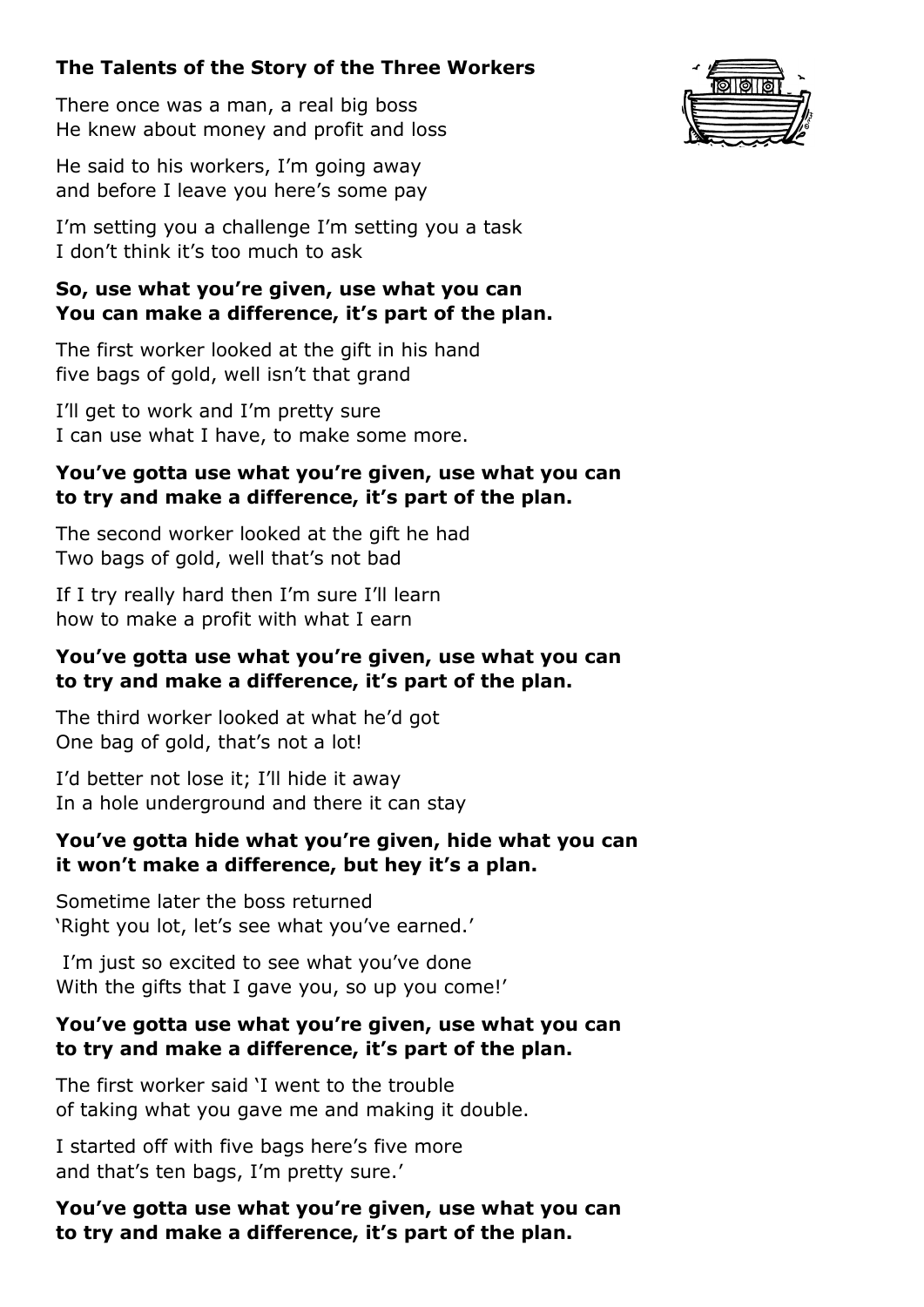**The Talents of the Story of the Three Workers**

There once was a man, a real big boss
He knew about money and profit and loss

He said to his workers, I'm going away
and before I leave you here's some pay

I'm setting you a challenge I'm setting you a task
I don't think it's too much to ask

**So, use what you're given, use what you can
You can make a difference, it's part of the plan.**

The first worker looked at the gift in his hand
five bags of gold, well isn't that grand

I'll get to work and I'm pretty sure
I can use what I have, to make some more.

**You've gotta use what you're given, use what you can
to try and make a difference, it's part of the plan.**

The second worker looked at the gift he had
Two bags of gold, well that's not bad

If I try really hard then I'm sure I'll learn
how to make a profit with what I earn

**You've gotta use what you're given, use what you can
to try and make a difference, it's part of the plan.**

The third worker looked at what he'd got
One bag of gold, that's not a lot!

I'd better not lose it; I'll hide it away
In a hole underground and there it can stay

**You've gotta hide what you're given, hide what you can
it won't make a difference, but hey it's a plan.**

Sometime later the boss returned
'Right you lot, let's see what you've earned.'

I'm just so excited to see what you've done
With the gifts that I gave you, so up you come!'

**You've gotta use what you're given, use what you can
to try and make a difference, it's part of the plan.**

The first worker said 'I went to the trouble
of taking what you gave me and making it double.

I started off with five bags here's five more
and that's ten bags, I'm pretty sure.'

**You've gotta use what you're given, use what you can
to try and make a difference, it's part of the plan.**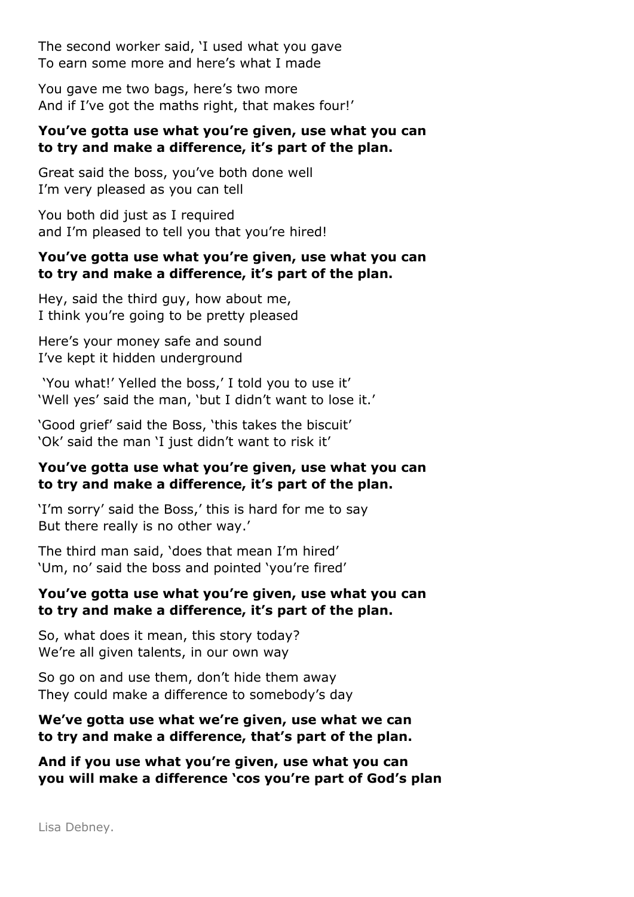The second worker said, 'I used what you gave
To earn some more and here's what I made

You gave me two bags, here's two more
And if I've got the maths right, that makes four!'

**You've gotta use what you're given, use what you can
to try and make a difference, it's part of the plan.**

Great said the boss, you've both done well
I'm very pleased as you can tell

You both did just as I required
and I'm pleased to tell you that you're hired!

**You've gotta use what you're given, use what you can
to try and make a difference, it's part of the plan.**

Hey, said the third guy, how about me,
I think you're going to be pretty pleased

Here's your money safe and sound
I've kept it hidden underground

'You what!' Yelled the boss,' I told you to use it'
'Well yes' said the man, 'but I didn't want to lose it.'

'Good grief' said the Boss, 'this takes the biscuit'
'Ok' said the man 'I just didn't want to risk it'

**You've gotta use what you're given, use what you can
to try and make a difference, it's part of the plan.**

'I'm sorry' said the Boss,' this is hard for me to say
But there really is no other way.'

The third man said, 'does that mean I'm hired'
'Um, no' said the boss and pointed 'you're fired'

**You've gotta use what you're given, use what you can
to try and make a difference, it's part of the plan.**

So, what does it mean, this story today?
We're all given talents, in our own way

So go on and use them, don't hide them away
They could make a difference to somebody's day

**We've gotta use what we're given, use what we can
to try and make a difference, that's part of the plan.**

**And if you use what you're given, use what you can
you will make a difference 'cos you're part of God's plan**

Lisa Debney.